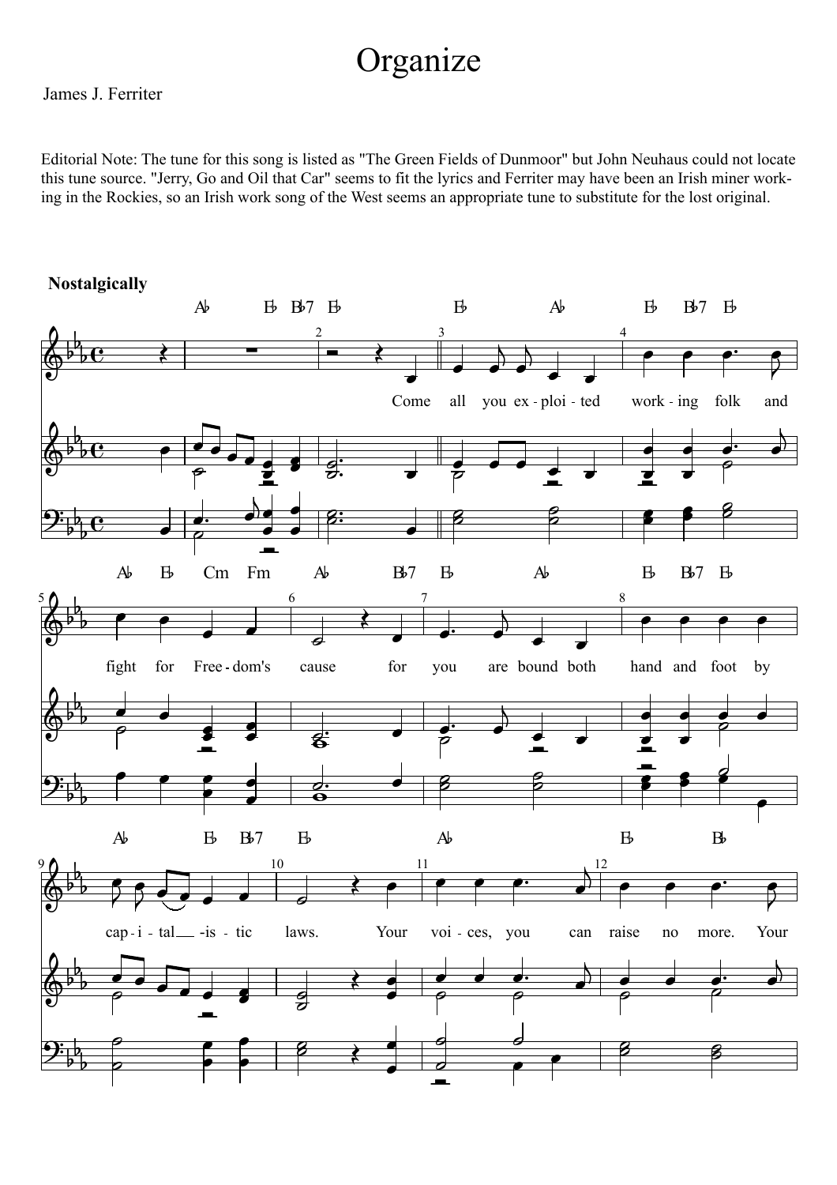# Organize

James J. Ferriter

Editorial Note: The tune for this song is listed as "The Green Fields of Dunmoor" but John Neuhaus could not locate this tune source. "Jerry, Go and Oil that Car" seems to fit the lyrics and Ferriter may have been an Irish miner working in the Rockies, so an Irish work song of the West seems an appropriate tune to substitute for the lost original.

**Nostalgically**

Come all you ex-ploi-ted work-ing folk and fight for Free-dom's cause for you are bound both hand and foot by cap-i-tal-is-tic laws. Your voi-ces, you can raise no more. Your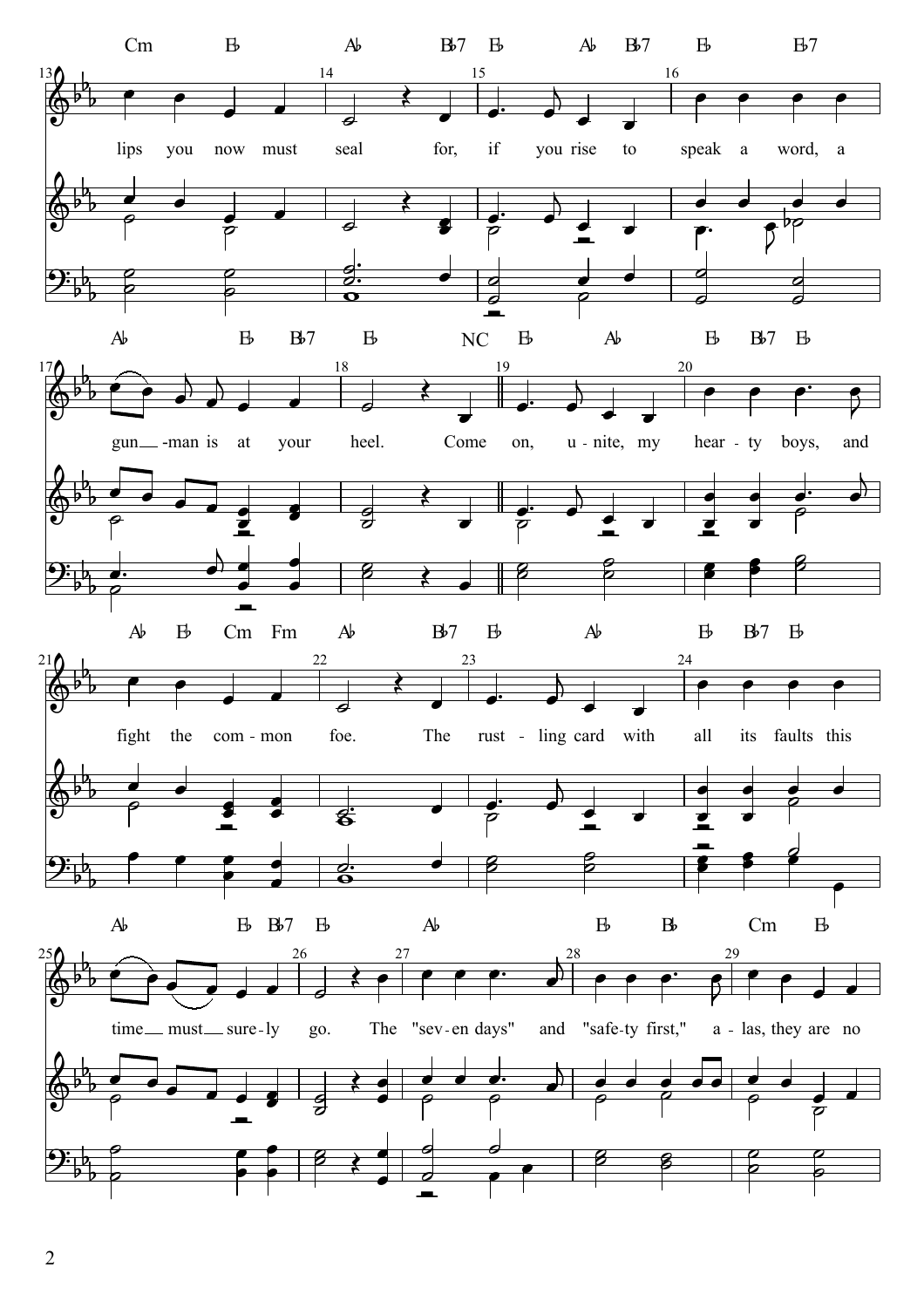Cm E♭ A♭ B♭7 E♭ A♭ B♭7 E♭ E♭7

lips you now must seal for, if you rise to speak a word, a

A♭ E♭ B♭7 E♭ NC E♭ A♭ E♭ B♭7 E♭

gun — -man is at your heel. Come on, u - nite, my hear - ty boys, and

A♭ E♭ Cm Fm A♭ B♭7 E♭ A♭ E♭ B♭7 E♭

fight the com - mon foe. The rust - ling card with all its faults this

A♭ E♭ B♭7 E♭ A♭ E♭ B♭ Cm E♭

time — must — sure - ly go. The "sev - en days" and "safe - ty first," a - las, they are no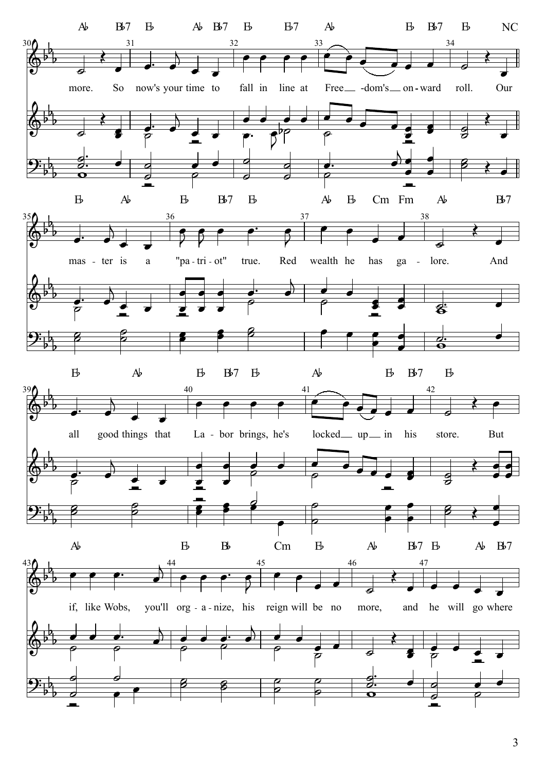more. So now's your time to fall in line at Free- -dom's on-ward roll. Our

mas-ter is a "pa-tri-ot" true. Red wealth he has ga-lore. And

all good things that La-bor brings, he's locked up in his store. But

if, like Wobs, you'll org-a-nize, his reign will be no more, and he will go where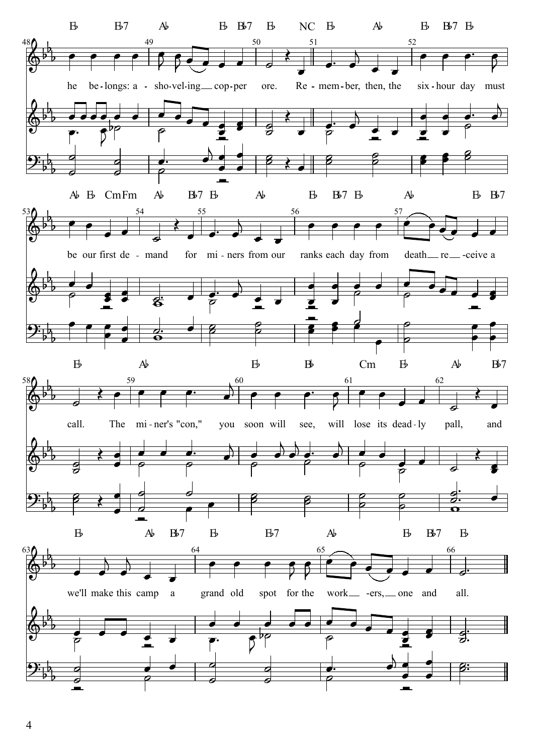he belongs: a - sho-vel-ing cop-per ore. Re - mem-ber, then, the six-hour day must

be our first de - mand for mi - ners from our ranks each day from death re - ceive a

call. The mi - ner's "con," you soon will see, will lose its dead - ly pall, and

we'll make this camp a grand old spot for the work - ers, one and all.